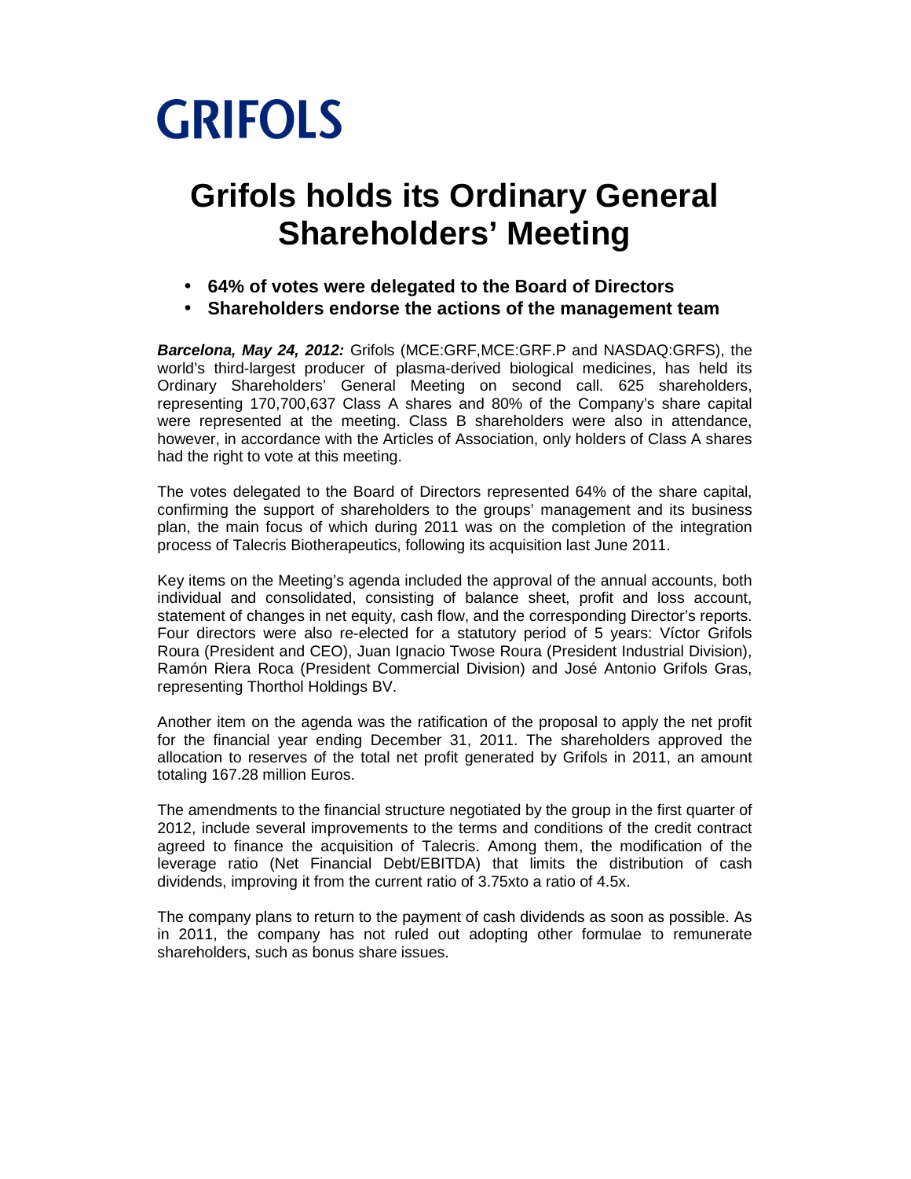# GRIFOLS

# Grifols holds its Ordinary General Shareholders' Meeting

- **64% of votes were delegated to the Board of Directors**
- **Shareholders endorse the actions of the management team**

***Barcelona, May 24, 2012:*** Grifols (MCE:GRF,MCE:GRF.P and NASDAQ:GRFS), the world's third-largest producer of plasma-derived biological medicines, has held its Ordinary Shareholders' General Meeting on second call. 625 shareholders, representing 170,700,637 Class A shares and 80% of the Company's share capital were represented at the meeting. Class B shareholders were also in attendance, however, in accordance with the Articles of Association, only holders of Class A shares had the right to vote at this meeting.

The votes delegated to the Board of Directors represented 64% of the share capital, confirming the support of shareholders to the groups' management and its business plan, the main focus of which during 2011 was on the completion of the integration process of Talecris Biotherapeutics, following its acquisition last June 2011.

Key items on the Meeting's agenda included the approval of the annual accounts, both individual and consolidated, consisting of balance sheet, profit and loss account, statement of changes in net equity, cash flow, and the corresponding Director's reports. Four directors were also re-elected for a statutory period of 5 years: Víctor Grifols Roura (President and CEO), Juan Ignacio Twose Roura (President Industrial Division), Ramón Riera Roca (President Commercial Division) and José Antonio Grifols Gras, representing Thorthol Holdings BV.

Another item on the agenda was the ratification of the proposal to apply the net profit for the financial year ending December 31, 2011. The shareholders approved the allocation to reserves of the total net profit generated by Grifols in 2011, an amount totaling 167.28 million Euros.

The amendments to the financial structure negotiated by the group in the first quarter of 2012, include several improvements to the terms and conditions of the credit contract agreed to finance the acquisition of Talecris. Among them, the modification of the leverage ratio (Net Financial Debt/EBITDA) that limits the distribution of cash dividends, improving it from the current ratio of 3.75xto a ratio of 4.5x.

The company plans to return to the payment of cash dividends as soon as possible. As in 2011, the company has not ruled out adopting other formulae to remunerate shareholders, such as bonus share issues.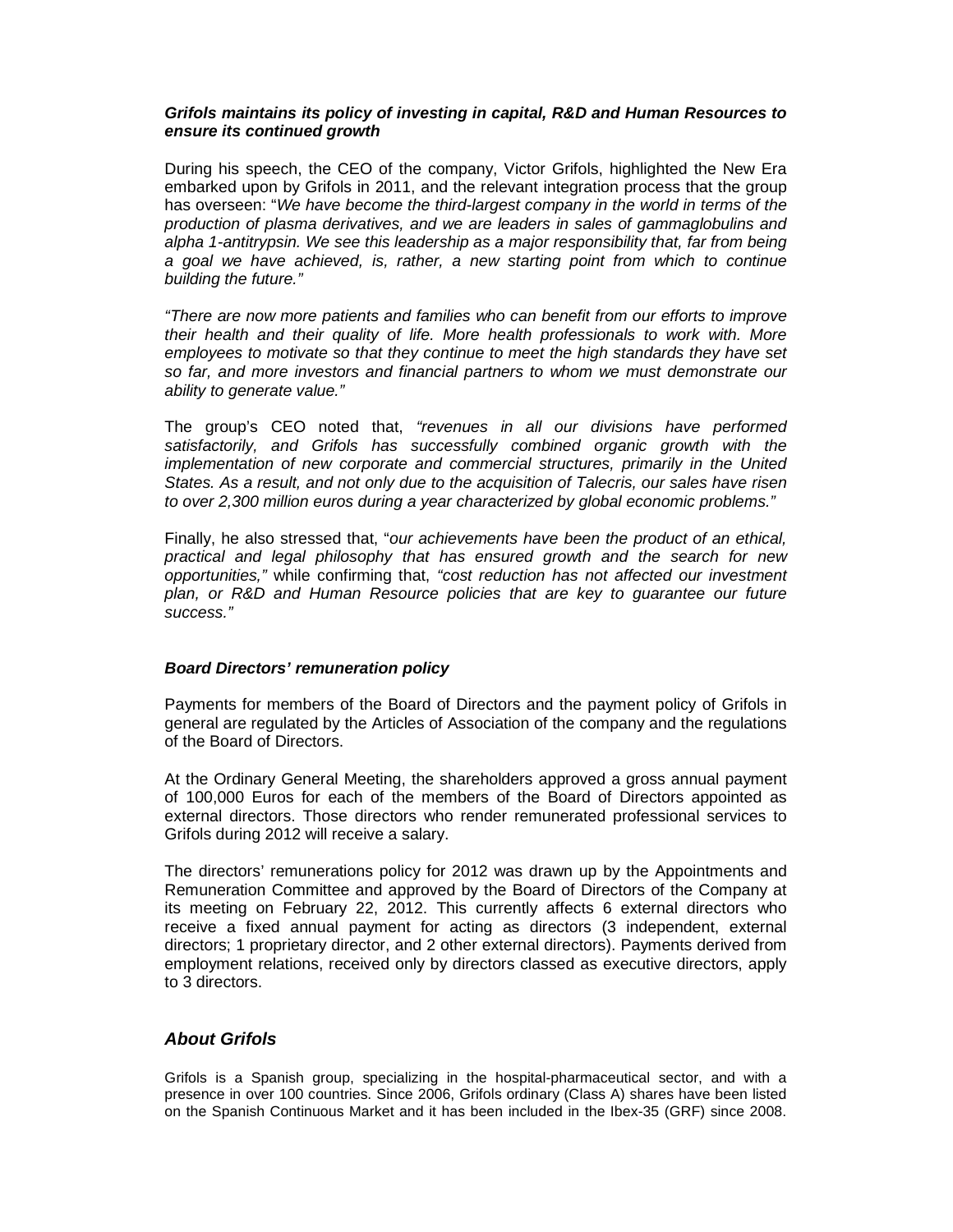### *Grifols maintains its policy of investing in capital, R&D and Human Resources to ensure its continued growth*

During his speech, the CEO of the company, Victor Grifols, highlighted the New Era embarked upon by Grifols in 2011, and the relevant integration process that the group has overseen: "*We have become the third-largest company in the world in terms of the production of plasma derivatives, and we are leaders in sales of gammaglobulins and alpha 1-antitrypsin. We see this leadership as a major responsibility that, far from being a goal we have achieved, is, rather, a new starting point from which to continue building the future."*

*"There are now more patients and families who can benefit from our efforts to improve their health and their quality of life. More health professionals to work with. More employees to motivate so that they continue to meet the high standards they have set so far, and more investors and financial partners to whom we must demonstrate our ability to generate value."*

The group's CEO noted that, *"revenues in all our divisions have performed satisfactorily, and Grifols has successfully combined organic growth with the implementation of new corporate and commercial structures, primarily in the United States. As a result, and not only due to the acquisition of Talecris, our sales have risen to over 2,300 million euros during a year characterized by global economic problems."*

Finally, he also stressed that, "*our achievements have been the product of an ethical, practical and legal philosophy that has ensured growth and the search for new opportunities,"* while confirming that, *"cost reduction has not affected our investment plan, or R&D and Human Resource policies that are key to guarantee our future success."*

### *Board Directors' remuneration policy*

Payments for members of the Board of Directors and the payment policy of Grifols in general are regulated by the Articles of Association of the company and the regulations of the Board of Directors.

At the Ordinary General Meeting, the shareholders approved a gross annual payment of 100,000 Euros for each of the members of the Board of Directors appointed as external directors. Those directors who render remunerated professional services to Grifols during 2012 will receive a salary.

The directors' remunerations policy for 2012 was drawn up by the Appointments and Remuneration Committee and approved by the Board of Directors of the Company at its meeting on February 22, 2012. This currently affects 6 external directors who receive a fixed annual payment for acting as directors (3 independent, external directors; 1 proprietary director, and 2 other external directors). Payments derived from employment relations, received only by directors classed as executive directors, apply to 3 directors.

## *About Grifols*

Grifols is a Spanish group, specializing in the hospital-pharmaceutical sector, and with a presence in over 100 countries. Since 2006, Grifols ordinary (Class A) shares have been listed on the Spanish Continuous Market and it has been included in the Ibex-35 (GRF) since 2008.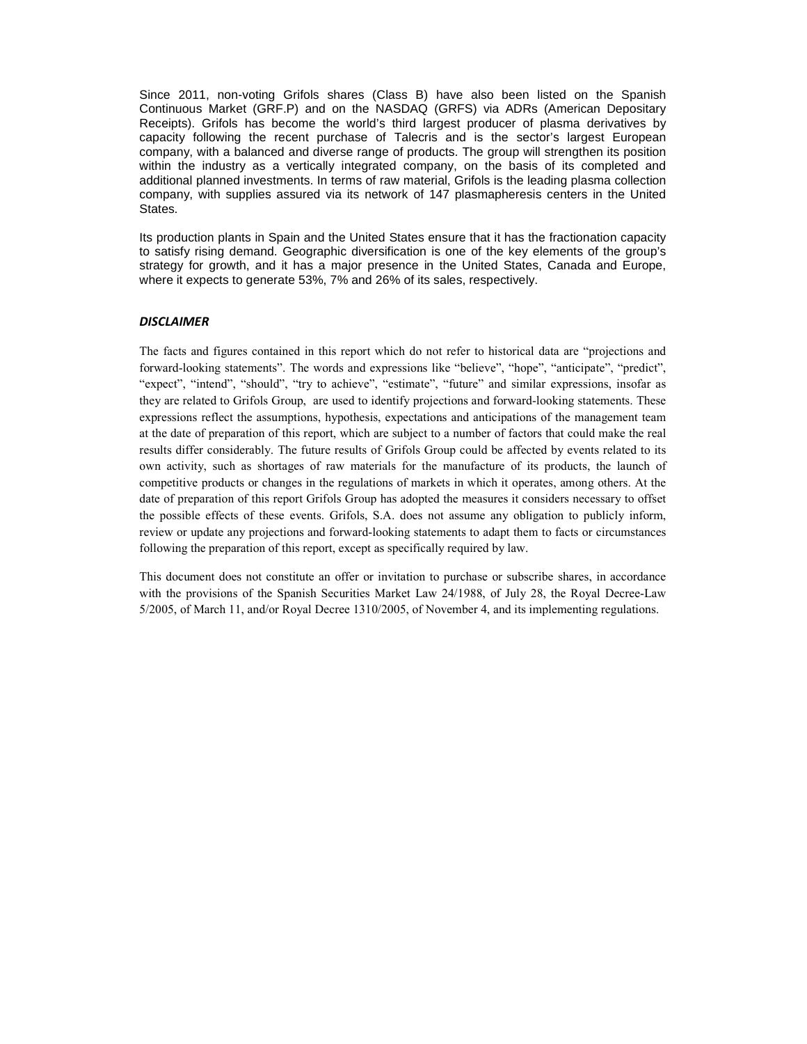Since 2011, non-voting Grifols shares (Class B) have also been listed on the Spanish Continuous Market (GRF.P) and on the NASDAQ (GRFS) via ADRs (American Depositary Receipts). Grifols has become the world's third largest producer of plasma derivatives by capacity following the recent purchase of Talecris and is the sector's largest European company, with a balanced and diverse range of products. The group will strengthen its position within the industry as a vertically integrated company, on the basis of its completed and additional planned investments. In terms of raw material, Grifols is the leading plasma collection company, with supplies assured via its network of 147 plasmapheresis centers in the United States.

Its production plants in Spain and the United States ensure that it has the fractionation capacity to satisfy rising demand. Geographic diversification is one of the key elements of the group's strategy for growth, and it has a major presence in the United States, Canada and Europe, where it expects to generate 53%, 7% and 26% of its sales, respectively.

***DISCLAIMER***

The facts and figures contained in this report which do not refer to historical data are "projections and forward-looking statements". The words and expressions like "believe", "hope", "anticipate", "predict", "expect", "intend", "should", "try to achieve", "estimate", "future" and similar expressions, insofar as they are related to Grifols Group, are used to identify projections and forward-looking statements. These expressions reflect the assumptions, hypothesis, expectations and anticipations of the management team at the date of preparation of this report, which are subject to a number of factors that could make the real results differ considerably. The future results of Grifols Group could be affected by events related to its own activity, such as shortages of raw materials for the manufacture of its products, the launch of competitive products or changes in the regulations of markets in which it operates, among others. At the date of preparation of this report Grifols Group has adopted the measures it considers necessary to offset the possible effects of these events. Grifols, S.A. does not assume any obligation to publicly inform, review or update any projections and forward-looking statements to adapt them to facts or circumstances following the preparation of this report, except as specifically required by law.

This document does not constitute an offer or invitation to purchase or subscribe shares, in accordance with the provisions of the Spanish Securities Market Law 24/1988, of July 28, the Royal Decree-Law 5/2005, of March 11, and/or Royal Decree 1310/2005, of November 4, and its implementing regulations.